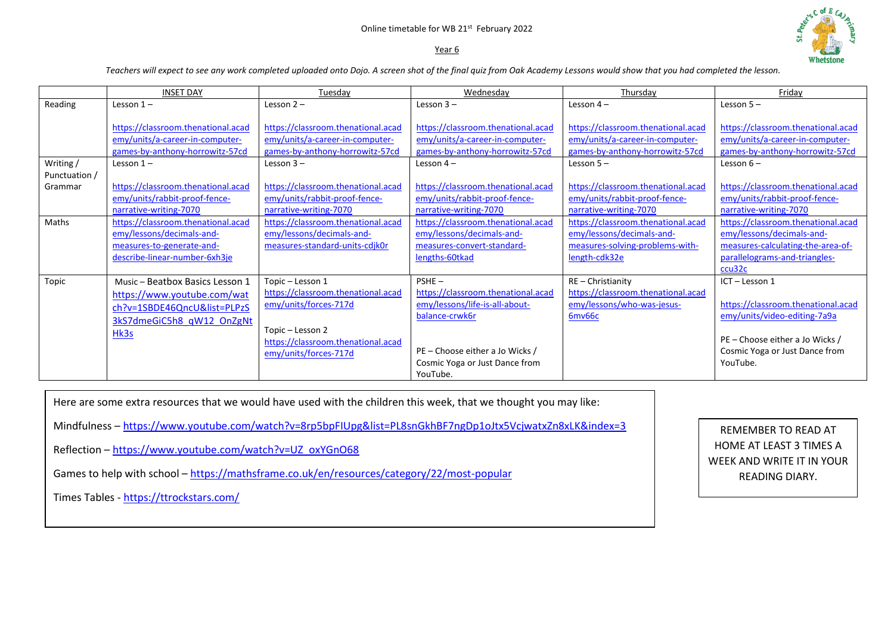Online timetable for WB 21st February 2022

Year 6

*Teachers will expect to see any work completed uploaded onto Dojo. A screen shot of the final quiz from Oak Academy Lessons would show that you had completed the lesson.*

| | INSET DAY | Tuesday | Wednesday | Thursday | Friday |
|---|---|---|---|---|---|
| Reading | Lesson 1 – https://classroom.thenational.academy/units/a-career-in-computer-games-by-anthony-horrowitz-57cd | Lesson 2 – https://classroom.thenational.academy/units/a-career-in-computer-games-by-anthony-horrowitz-57cd | Lesson 3 – https://classroom.thenational.academy/units/a-career-in-computer-games-by-anthony-horrowitz-57cd | Lesson 4 – https://classroom.thenational.academy/units/a-career-in-computer-games-by-anthony-horrowitz-57cd | Lesson 5 – https://classroom.thenational.academy/units/a-career-in-computer-games-by-anthony-horrowitz-57cd |
| Writing / Punctuation / Grammar | Lesson 1 – https://classroom.thenational.academy/units/rabbit-proof-fence-narrative-writing-7070 | Lesson 3 – https://classroom.thenational.academy/units/rabbit-proof-fence-narrative-writing-7070 | Lesson 4 – https://classroom.thenational.academy/units/rabbit-proof-fence-narrative-writing-7070 | Lesson 5 – https://classroom.thenational.academy/units/rabbit-proof-fence-narrative-writing-7070 | Lesson 6 – https://classroom.thenational.academy/units/rabbit-proof-fence-narrative-writing-7070 |
| Maths | https://classroom.thenational.academy/lessons/decimals-and-measures-to-generate-and-describe-linear-number-6xh3je | https://classroom.thenational.academy/lessons/decimals-and-measures-standard-units-cdjk0r | https://classroom.thenational.academy/lessons/decimals-and-measures-convert-standard-lengths-60tkad | https://classroom.thenational.academy/lessons/decimals-and-measures-solving-problems-with-length-cdk32e | https://classroom.thenational.academy/lessons/decimals-and-measures-calculating-the-area-of-parallelograms-and-triangles-ccu32c |
| Topic | Music – Beatbox Basics Lesson 1 https://www.youtube.com/watch?v=1SBDE46QncU&list=PLPzS3kS7dmeGiC5h8_qW12_OnZgNtHk3s | Topic – Lesson 1 https://classroom.thenational.academy/units/forces-717d<br><br>Topic – Lesson 2 https://classroom.thenational.academy/units/forces-717d | PSHE – https://classroom.thenational.academy/lessons/life-is-all-about-balance-crwk6r<br><br>PE – Choose either a Jo Wicks / Cosmic Yoga or Just Dance from YouTube. | RE – Christianity https://classroom.thenational.academy/lessons/who-was-jesus-6mv66c | ICT – Lesson 1 https://classroom.thenational.academy/units/video-editing-7a9a<br><br>PE – Choose either a Jo Wicks / Cosmic Yoga or Just Dance from YouTube. |

Here are some extra resources that we would have used with the children this week, that we thought you may like:

Mindfulness – https://www.youtube.com/watch?v=8rp5bpFIUpg&list=PL8snGkhBF7ngDp1oJtx5VcjwatxZn8xLK&index=3

Reflection – https://www.youtube.com/watch?v=UZ_oxYGnO68

Games to help with school – https://mathsframe.co.uk/en/resources/category/22/most-popular

Times Tables - https://ttrockstars.com/

REMEMBER TO READ AT HOME AT LEAST 3 TIMES A WEEK AND WRITE IT IN YOUR READING DIARY.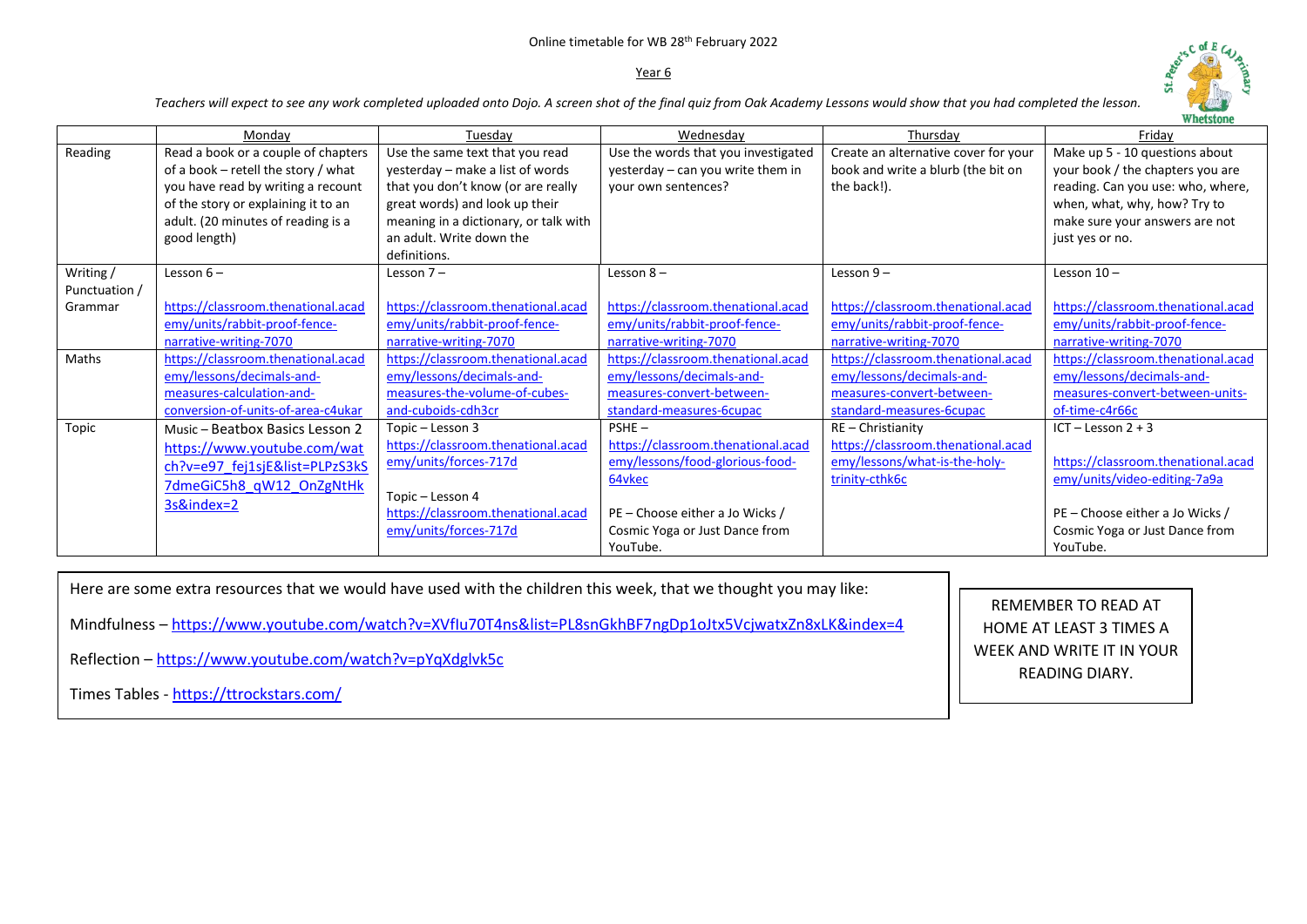Online timetable for WB 28th February 2022

Year 6

*Teachers will expect to see any work completed uploaded onto Dojo. A screen shot of the final quiz from Oak Academy Lessons would show that you had completed the lesson.*

| | Monday | Tuesday | Wednesday | Thursday | Friday |
|---|---|---|---|---|---|
| Reading | Read a book or a couple of chapters of a book – retell the story / what you have read by writing a recount of the story or explaining it to an adult. (20 minutes of reading is a good length) | Use the same text that you read yesterday – make a list of words that you don't know (or are really great words) and look up their meaning in a dictionary, or talk with an adult. Write down the definitions. | Use the words that you investigated yesterday – can you write them in your own sentences? | Create an alternative cover for your book and write a blurb (the bit on the back!). | Make up 5 - 10 questions about your book / the chapters you are reading. Can you use: who, where, when, what, why, how? Try to make sure your answers are not just yes or no. |
| Writing / Punctuation / Grammar | Lesson 6 – https://classroom.thenational.academy/units/rabbit-proof-fence-narrative-writing-7070 | Lesson 7 – https://classroom.thenational.academy/units/rabbit-proof-fence-narrative-writing-7070 | Lesson 8 – https://classroom.thenational.academy/units/rabbit-proof-fence-narrative-writing-7070 | Lesson 9 – https://classroom.thenational.academy/units/rabbit-proof-fence-narrative-writing-7070 | Lesson 10 – https://classroom.thenational.academy/units/rabbit-proof-fence-narrative-writing-7070 |
| Maths | https://classroom.thenational.academy/lessons/decimals-and-measures-calculation-and-conversion-of-units-of-area-c4ukar | https://classroom.thenational.academy/lessons/decimals-and-measures-the-volume-of-cubes-and-cuboids-cdh3cr | https://classroom.thenational.academy/lessons/decimals-and-measures-convert-between-standard-measures-6cupac | https://classroom.thenational.academy/lessons/decimals-and-measures-convert-between-standard-measures-6cupac | https://classroom.thenational.academy/lessons/decimals-and-measures-convert-between-units-of-time-c4r66c |
| Topic | Music – Beatbox Basics Lesson 2 https://www.youtube.com/watch?v=e97_fej1sjE&list=PLPzS3kS7dmeGiC5h8_qW12_OnZgNtHk3s&index=2 | Topic – Lesson 3 https://classroom.thenational.academy/units/forces-717d<br><br>Topic – Lesson 4 https://classroom.thenational.academy/units/forces-717d | PSHE – https://classroom.thenational.academy/lessons/food-glorious-food-64vkec<br><br>PE – Choose either a Jo Wicks / Cosmic Yoga or Just Dance from YouTube. | RE – Christianity https://classroom.thenational.academy/lessons/what-is-the-holy-trinity-cthk6c | ICT – Lesson 2 + 3<br><br>https://classroom.thenational.academy/units/video-editing-7a9a<br><br>PE – Choose either a Jo Wicks / Cosmic Yoga or Just Dance from YouTube. |

Here are some extra resources that we would have used with the children this week, that we thought you may like:

Mindfulness – https://www.youtube.com/watch?v=XVflu70T4ns&list=PL8snGkhBF7ngDp1oJtx5VcjwatxZn8xLK&index=4

Reflection – https://www.youtube.com/watch?v=pYqXdglvk5c

Times Tables - https://ttrockstars.com/

REMEMBER TO READ AT HOME AT LEAST 3 TIMES A WEEK AND WRITE IT IN YOUR READING DIARY.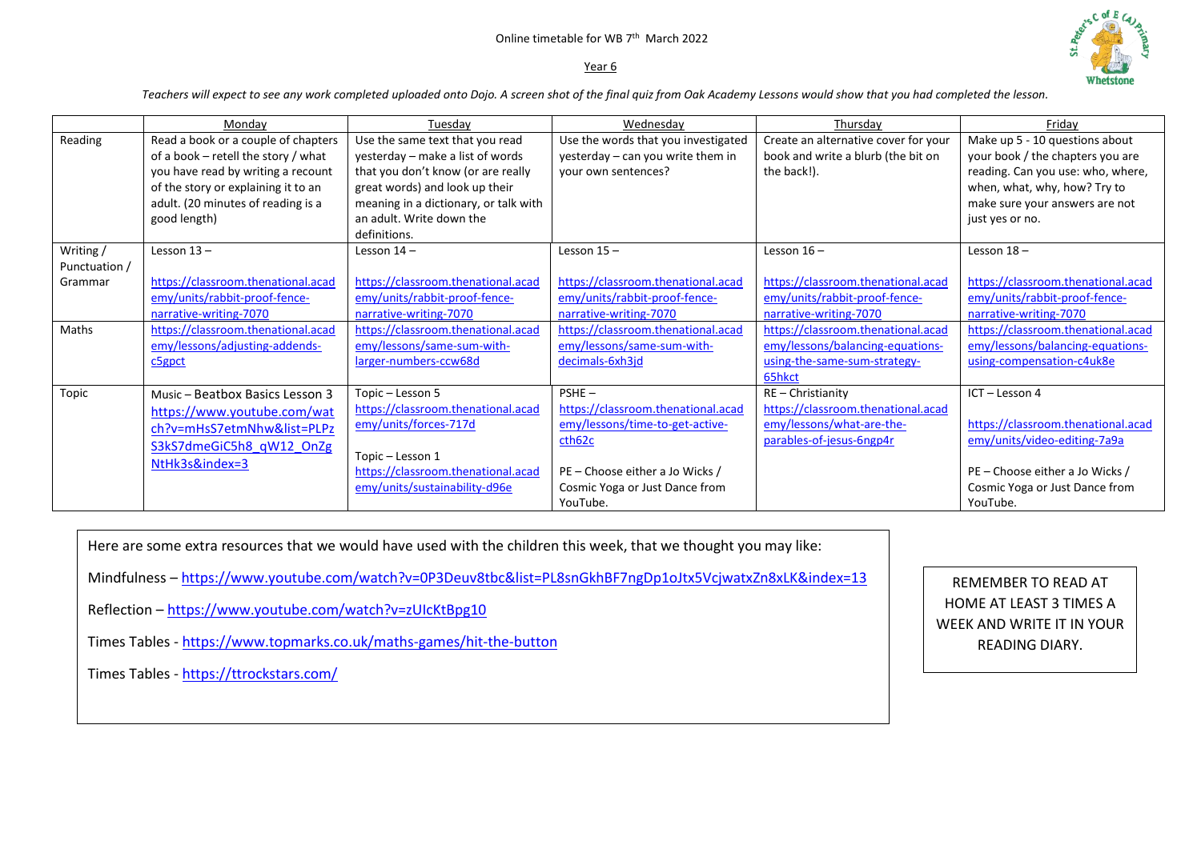Online timetable for WB 7th March 2022

Year 6

*Teachers will expect to see any work completed uploaded onto Dojo. A screen shot of the final quiz from Oak Academy Lessons would show that you had completed the lesson.*

| | Monday | Tuesday | Wednesday | Thursday | Friday |
|---|---|---|---|---|---|
| Reading | Read a book or a couple of chapters of a book – retell the story / what you have read by writing a recount of the story or explaining it to an adult. (20 minutes of reading is a good length) | Use the same text that you read yesterday – make a list of words that you don't know (or are really great words) and look up their meaning in a dictionary, or talk with an adult. Write down the definitions. | Use the words that you investigated yesterday – can you write them in your own sentences? | Create an alternative cover for your book and write a blurb (the bit on the back!). | Make up 5 - 10 questions about your book / the chapters you are reading. Can you use: who, where, when, what, why, how? Try to make sure your answers are not just yes or no. |
| Writing / Punctuation / Grammar | Lesson 13 – https://classroom.thenational.academy/units/rabbit-proof-fence-narrative-writing-7070 | Lesson 14 – https://classroom.thenational.academy/units/rabbit-proof-fence-narrative-writing-7070 | Lesson 15 – https://classroom.thenational.academy/units/rabbit-proof-fence-narrative-writing-7070 | Lesson 16 – https://classroom.thenational.academy/units/rabbit-proof-fence-narrative-writing-7070 | Lesson 18 – https://classroom.thenational.academy/units/rabbit-proof-fence-narrative-writing-7070 |
| Maths | https://classroom.thenational.academy/lessons/adjusting-addends-c5gpct | https://classroom.thenational.academy/lessons/same-sum-with-larger-numbers-ccw68d | https://classroom.thenational.academy/lessons/same-sum-with-decimals-6xh3jd | https://classroom.thenational.academy/lessons/balancing-equations-using-the-same-sum-strategy-65hkct | https://classroom.thenational.academy/lessons/balancing-equations-using-compensation-c4uk8e |
| Topic | Music – Beatbox Basics Lesson 3 https://www.youtube.com/watch?v=mHsS7etmNhw&list=PLPzS3kS7dmeGiC5h8_qW12_OnZgNtHk3s&index=3 | Topic – Lesson 5 https://classroom.thenational.academy/units/forces-717d <br><br> Topic – Lesson 1 https://classroom.thenational.academy/units/sustainability-d96e | PSHE – https://classroom.thenational.academy/lessons/time-to-get-active-cth62c <br><br> PE – Choose either a Jo Wicks / Cosmic Yoga or Just Dance from YouTube. | RE – Christianity https://classroom.thenational.academy/lessons/what-are-the-parables-of-jesus-6ngp4r | ICT – Lesson 4 https://classroom.thenational.academy/units/video-editing-7a9a <br><br> PE – Choose either a Jo Wicks / Cosmic Yoga or Just Dance from YouTube. |

Here are some extra resources that we would have used with the children this week, that we thought you may like:

Mindfulness – https://www.youtube.com/watch?v=0P3Deuv8tbc&list=PL8snGkhBF7ngDp1oJtx5VcjwatxZn8xLK&index=13

Reflection – https://www.youtube.com/watch?v=zUIcKtBpg10

Times Tables - https://www.topmarks.co.uk/maths-games/hit-the-button

Times Tables - https://ttrockstars.com/

REMEMBER TO READ AT HOME AT LEAST 3 TIMES A WEEK AND WRITE IT IN YOUR READING DIARY.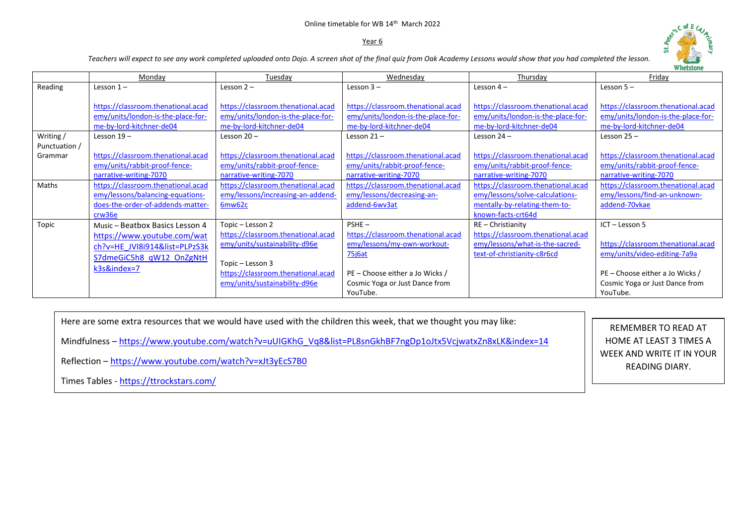Online timetable for WB 14th March 2022

Year 6

*Teachers will expect to see any work completed uploaded onto Dojo. A screen shot of the final quiz from Oak Academy Lessons would show that you had completed the lesson.*

| | Monday | Tuesday | Wednesday | Thursday | Friday |
|---|---|---|---|---|---|
| Reading | Lesson 1 – https://classroom.thenational.academy/units/london-is-the-place-for-me-by-lord-kitchner-de04 | Lesson 2 – https://classroom.thenational.academy/units/london-is-the-place-for-me-by-lord-kitchner-de04 | Lesson 3 – https://classroom.thenational.academy/units/london-is-the-place-for-me-by-lord-kitchner-de04 | Lesson 4 – https://classroom.thenational.academy/units/london-is-the-place-for-me-by-lord-kitchner-de04 | Lesson 5 – https://classroom.thenational.academy/units/london-is-the-place-for-me-by-lord-kitchner-de04 |
| Writing / Punctuation / Grammar | Lesson 19 – https://classroom.thenational.academy/units/rabbit-proof-fence-narrative-writing-7070 | Lesson 20 – https://classroom.thenational.academy/units/rabbit-proof-fence-narrative-writing-7070 | Lesson 21 – https://classroom.thenational.academy/units/rabbit-proof-fence-narrative-writing-7070 | Lesson 24 – https://classroom.thenational.academy/units/rabbit-proof-fence-narrative-writing-7070 | Lesson 25 – https://classroom.thenational.academy/units/rabbit-proof-fence-narrative-writing-7070 |
| Maths | https://classroom.thenational.academy/lessons/balancing-equations-does-the-order-of-addends-matter-crw36e | https://classroom.thenational.academy/lessons/increasing-an-addend-6mw62c | https://classroom.thenational.academy/lessons/decreasing-an-addend-6wv3at | https://classroom.thenational.academy/lessons/solve-calculations-mentally-by-relating-them-to-known-facts-crt64d | https://classroom.thenational.academy/lessons/find-an-unknown-addend-70vkae |
| Topic | Music – Beatbox Basics Lesson 4 https://www.youtube.com/watch?v=HE_JVl8i914&list=PLPzS3kS7dmeGiC5h8_qW12_OnZgNtHk3s&index=7 | Topic – Lesson 2 https://classroom.thenational.academy/units/sustainability-d96e<br><br>Topic – Lesson 3 https://classroom.thenational.academy/units/sustainability-d96e | PSHE – https://classroom.thenational.academy/lessons/my-own-workout-75j6at<br><br>PE – Choose either a Jo Wicks / Cosmic Yoga or Just Dance from YouTube. | RE – Christianity https://classroom.thenational.academy/lessons/what-is-the-sacred-text-of-christianity-c8r6cd | ICT – Lesson 5<br><br>https://classroom.thenational.academy/units/video-editing-7a9a<br><br>PE – Choose either a Jo Wicks / Cosmic Yoga or Just Dance from YouTube. |

Here are some extra resources that we would have used with the children this week, that we thought you may like:

Mindfulness – https://www.youtube.com/watch?v=uUIGKhG_Vq8&list=PL8snGkhBF7ngDp1oJtx5VcjwatxZn8xLK&index=14

Reflection – https://www.youtube.com/watch?v=xJt3yEcS7B0

Times Tables - https://ttrockstars.com/

REMEMBER TO READ AT HOME AT LEAST 3 TIMES A WEEK AND WRITE IT IN YOUR READING DIARY.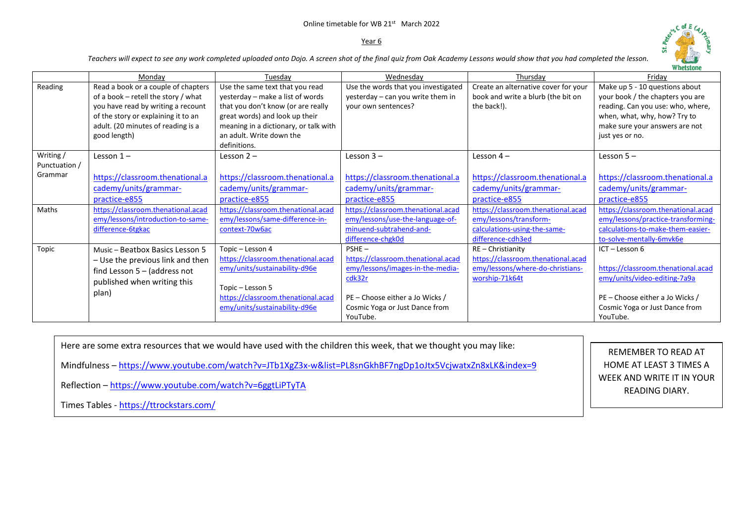Online timetable for WB 21st March 2022

Year 6

*Teachers will expect to see any work completed uploaded onto Dojo. A screen shot of the final quiz from Oak Academy Lessons would show that you had completed the lesson.*

| | Monday | Tuesday | Wednesday | Thursday | Friday |
|---|---|---|---|---|---|
| Reading | Read a book or a couple of chapters of a book – retell the story / what you have read by writing a recount of the story or explaining it to an adult. (20 minutes of reading is a good length) | Use the same text that you read yesterday – make a list of words that you don't know (or are really great words) and look up their meaning in a dictionary, or talk with an adult. Write down the definitions. | Use the words that you investigated yesterday – can you write them in your own sentences? | Create an alternative cover for your book and write a blurb (the bit on the back!). | Make up 5 - 10 questions about your book / the chapters you are reading. Can you use: who, where, when, what, why, how? Try to make sure your answers are not just yes or no. |
| Writing / Punctuation / Grammar | Lesson 1 – https://classroom.thenational.academy/units/grammar-practice-e855 | Lesson 2 – https://classroom.thenational.academy/units/grammar-practice-e855 | Lesson 3 – https://classroom.thenational.academy/units/grammar-practice-e855 | Lesson 4 – https://classroom.thenational.academy/units/grammar-practice-e855 | Lesson 5 – https://classroom.thenational.academy/units/grammar-practice-e855 |
| Maths | https://classroom.thenational.academy/lessons/introduction-to-same-difference-6tgkac | https://classroom.thenational.academy/lessons/same-difference-in-context-70w6ac | https://classroom.thenational.academy/lessons/use-the-language-of-minuend-subtrahend-and-difference-chgk0d | https://classroom.thenational.academy/lessons/transform-calculations-using-the-same-difference-cdh3ed | https://classroom.thenational.academy/lessons/practice-transforming-calculations-to-make-them-easier-to-solve-mentally-6mvk6e |
| Topic | Music – Beatbox Basics Lesson 5 – Use the previous link and then find Lesson 5 – (address not published when writing this plan) | Topic – Lesson 4 https://classroom.thenational.academy/units/sustainability-d96e<br><br>Topic – Lesson 5 https://classroom.thenational.academy/units/sustainability-d96e | PSHE – https://classroom.thenational.academy/lessons/images-in-the-media-cdk32r<br><br>PE – Choose either a Jo Wicks / Cosmic Yoga or Just Dance from YouTube. | RE – Christianity https://classroom.thenational.academy/lessons/where-do-christians-worship-71k64t | ICT – Lesson 6<br><br>https://classroom.thenational.academy/units/video-editing-7a9a<br><br>PE – Choose either a Jo Wicks / Cosmic Yoga or Just Dance from YouTube. |

Here are some extra resources that we would have used with the children this week, that we thought you may like:

Mindfulness – https://www.youtube.com/watch?v=JTb1XgZ3x-w&list=PL8snGkhBF7ngDp1oJtx5VcjwatxZn8xLK&index=9

Reflection – https://www.youtube.com/watch?v=6ggtLiPTyTA

Times Tables - https://ttrockstars.com/

REMEMBER TO READ AT HOME AT LEAST 3 TIMES A WEEK AND WRITE IT IN YOUR READING DIARY.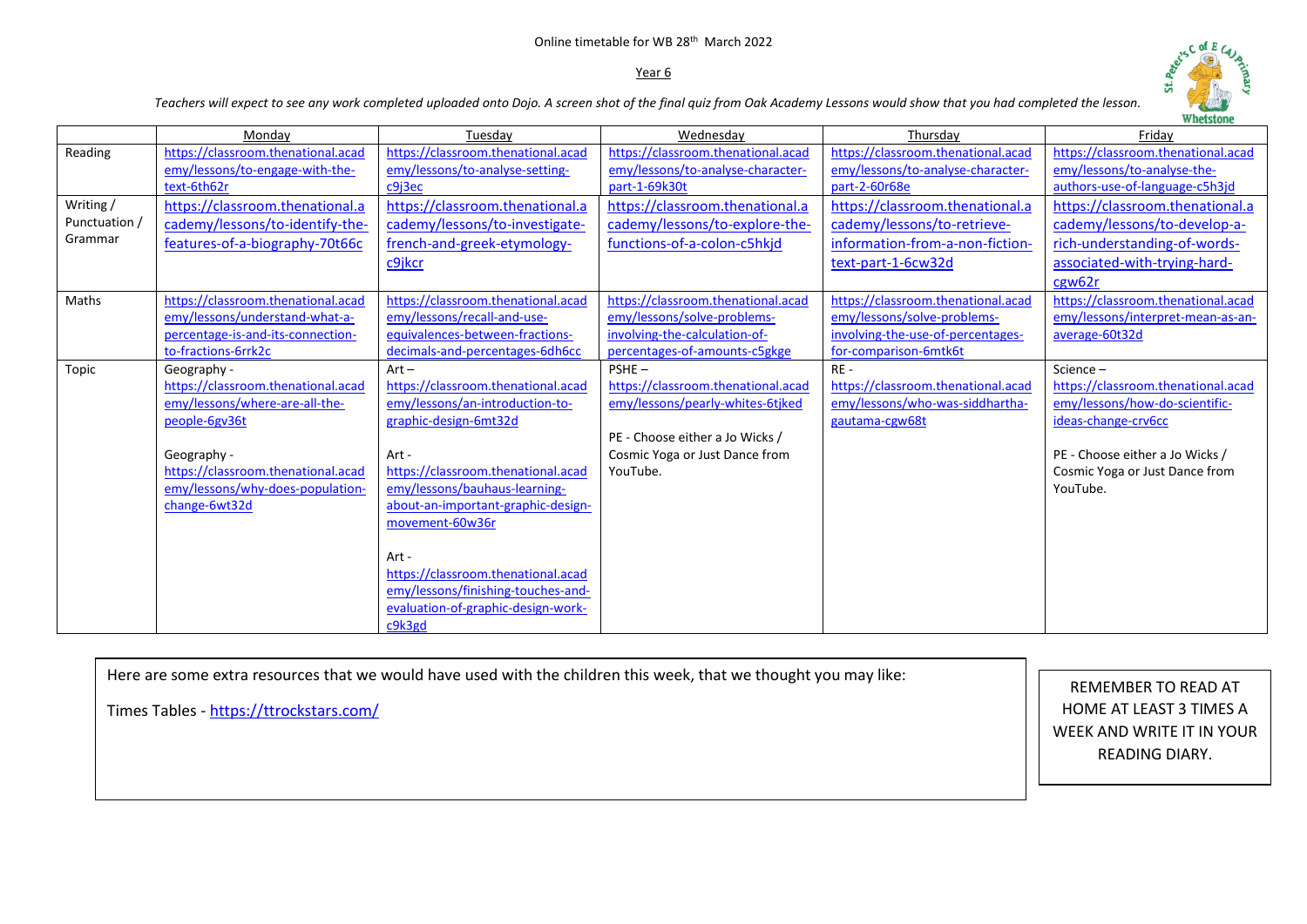Online timetable for WB 28th March 2022

Year 6

*Teachers will expect to see any work completed uploaded onto Dojo. A screen shot of the final quiz from Oak Academy Lessons would show that you had completed the lesson.*

| | Monday | Tuesday | Wednesday | Thursday | Friday |
|---|---|---|---|---|---|
| Reading | https://classroom.thenational.academy/lessons/to-engage-with-the-text-6th62r | https://classroom.thenational.academy/lessons/to-analyse-setting-c9j3ec | https://classroom.thenational.academy/lessons/to-analyse-character-part-1-69k30t | https://classroom.thenational.academy/lessons/to-analyse-character-part-2-60r68e | https://classroom.thenational.academy/lessons/to-analyse-the-authors-use-of-language-c5h3jd |
| Writing / Punctuation / Grammar | https://classroom.thenational.academy/lessons/to-identify-the-features-of-a-biography-70t66c | https://classroom.thenational.academy/lessons/to-investigate-french-and-greek-etymology-c9jkcr | https://classroom.thenational.academy/lessons/to-explore-the-functions-of-a-colon-c5hkjd | https://classroom.thenational.academy/lessons/to-retrieve-information-from-a-non-fiction-text-part-1-6cw32d | https://classroom.thenational.academy/lessons/to-develop-a-rich-understanding-of-words-associated-with-trying-hard-cgw62r |
| Maths | https://classroom.thenational.academy/lessons/understand-what-a-percentage-is-and-its-connection-to-fractions-6rrk2c | https://classroom.thenational.academy/lessons/recall-and-use-equivalences-between-fractions-decimals-and-percentages-6dh6cc | https://classroom.thenational.academy/lessons/solve-problems-involving-the-calculation-of-percentages-of-amounts-c5gkge | https://classroom.thenational.academy/lessons/solve-problems-involving-the-use-of-percentages-for-comparison-6mtk6t | https://classroom.thenational.academy/lessons/interpret-mean-as-an-average-60t32d |
| Topic | Geography - https://classroom.thenational.academy/lessons/where-are-all-the-people-6gv36t<br><br>Geography - https://classroom.thenational.academy/lessons/why-does-population-change-6wt32d | Art – https://classroom.thenational.academy/lessons/an-introduction-to-graphic-design-6mt32d<br><br>Art - https://classroom.thenational.academy/lessons/bauhaus-learning-about-an-important-graphic-design-movement-60w36r<br><br>Art - https://classroom.thenational.academy/lessons/finishing-touches-and-evaluation-of-graphic-design-work-c9k3gd | PSHE – https://classroom.thenational.academy/lessons/pearly-whites-6tjked<br><br>PE - Choose either a Jo Wicks / Cosmic Yoga or Just Dance from YouTube. | RE - https://classroom.thenational.academy/lessons/who-was-siddhartha-gautama-cgw68t | Science – https://classroom.thenational.academy/lessons/how-do-scientific-ideas-change-crv6cc<br><br>PE - Choose either a Jo Wicks / Cosmic Yoga or Just Dance from YouTube. |

Here are some extra resources that we would have used with the children this week, that we thought you may like:

Times Tables - https://ttrockstars.com/

REMEMBER TO READ AT HOME AT LEAST 3 TIMES A WEEK AND WRITE IT IN YOUR READING DIARY.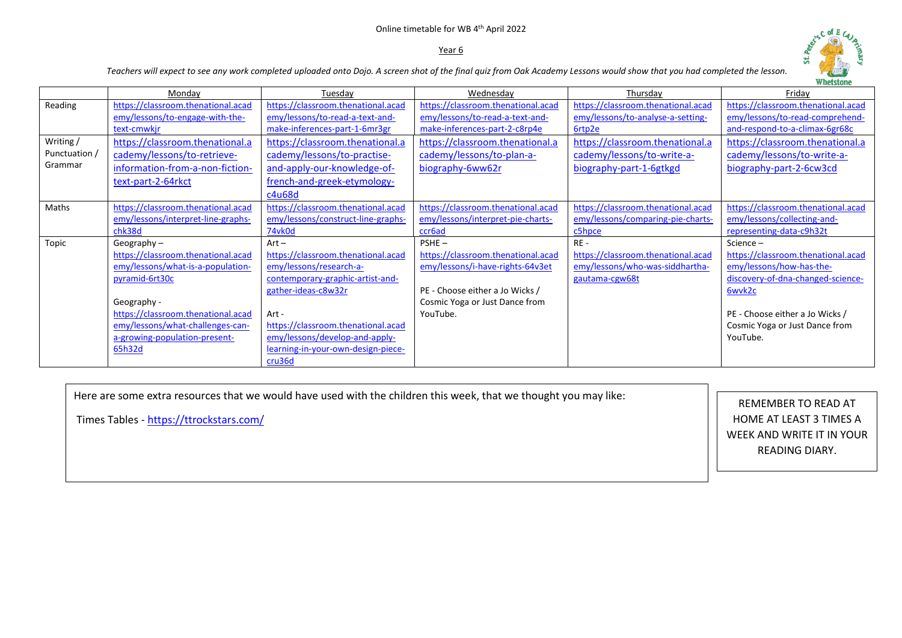Online timetable for WB 4th April 2022

Year 6

*Teachers will expect to see any work completed uploaded onto Dojo. A screen shot of the final quiz from Oak Academy Lessons would show that you had completed the lesson.*

| | Monday | Tuesday | Wednesday | Thursday | Friday |
|---|---|---|---|---|---|
| Reading | https://classroom.thenational.academy/lessons/to-engage-with-the-text-cmwkjr | https://classroom.thenational.academy/lessons/to-read-a-text-and-make-inferences-part-1-6mr3gr | https://classroom.thenational.academy/lessons/to-read-a-text-and-make-inferences-part-2-c8rp4e | https://classroom.thenational.academy/lessons/to-analyse-a-setting-6rtp2e | https://classroom.thenational.academy/lessons/to-read-comprehend-and-respond-to-a-climax-6gr68c |
| Writing / Punctuation / Grammar | https://classroom.thenational.academy/lessons/to-retrieve-information-from-a-non-fiction-text-part-2-64rkct | https://classroom.thenational.academy/lessons/to-practise-and-apply-our-knowledge-of-french-and-greek-etymology-c4u68d | https://classroom.thenational.academy/lessons/to-plan-a-biography-6ww62r | https://classroom.thenational.academy/lessons/to-write-a-biography-part-1-6gtkgd | https://classroom.thenational.academy/lessons/to-write-a-biography-part-2-6cw3cd |
| Maths | https://classroom.thenational.academy/lessons/interpret-line-graphs-chk38d | https://classroom.thenational.academy/lessons/construct-line-graphs-74vk0d | https://classroom.thenational.academy/lessons/interpret-pie-charts-ccr6ad | https://classroom.thenational.academy/lessons/comparing-pie-charts-c5hpce | https://classroom.thenational.academy/lessons/collecting-and-representing-data-c9h32t |
| Topic | Geography – https://classroom.thenational.academy/lessons/what-is-a-population-pyramid-6rt30c<br><br>Geography - https://classroom.thenational.academy/lessons/what-challenges-can-a-growing-population-present-65h32d | Art – https://classroom.thenational.academy/lessons/research-a-contemporary-graphic-artist-and-gather-ideas-c8w32r<br><br>Art - https://classroom.thenational.academy/lessons/develop-and-apply-learning-in-your-own-design-piece-cru36d | PSHE – https://classroom.thenational.academy/lessons/i-have-rights-64v3et<br><br>PE - Choose either a Jo Wicks / Cosmic Yoga or Just Dance from YouTube. | RE - https://classroom.thenational.academy/lessons/who-was-siddhartha-gautama-cgw68t | Science – https://classroom.thenational.academy/lessons/how-has-the-discovery-of-dna-changed-science-6wvk2c<br><br>PE - Choose either a Jo Wicks / Cosmic Yoga or Just Dance from YouTube. |

Here are some extra resources that we would have used with the children this week, that we thought you may like:

Times Tables - https://ttrockstars.com/

REMEMBER TO READ AT HOME AT LEAST 3 TIMES A WEEK AND WRITE IT IN YOUR READING DIARY.